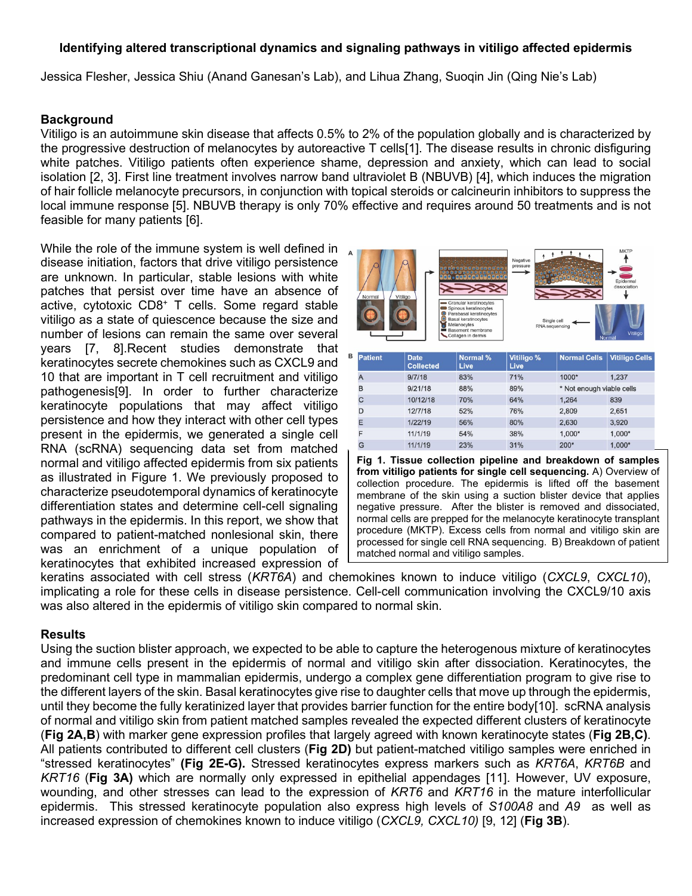**Identifying altered transcriptional dynamics and signaling pathways in vitiligo affected epidermis**

Jessica Flesher, Jessica Shiu (Anand Ganesan's Lab), and Lihua Zhang, Suoqin Jin (Qing Nie's Lab)

## Background

Vitiligo is an autoimmune skin disease that affects 0.5% to 2% of the population globally and is characterized by the progressive destruction of melanocytes by autoreactive T cells[1]. The disease results in chronic disfiguring white patches. Vitiligo patients often experience shame, depression and anxiety, which can lead to social isolation [2, 3]. First line treatment involves narrow band ultraviolet B (NBUVB) [4], which induces the migration of hair follicle melanocyte precursors, in conjunction with topical steroids or calcineurin inhibitors to suppress the local immune response [5]. NBUVB therapy is only 70% effective and requires around 50 treatments and is not feasible for many patients [6].

While the role of the immune system is well defined in disease initiation, factors that drive vitiligo persistence are unknown. In particular, stable lesions with white patches that persist over time have an absence of active, cytotoxic CD8+ T cells. Some regard stable vitiligo as a state of quiescence because the size and number of lesions can remain the same over several years [7, 8].Recent studies demonstrate that keratinocytes secrete chemokines such as CXCL9 and 10 that are important in T cell recruitment and vitiligo pathogenesis[9]. In order to further characterize keratinocyte populations that may affect vitiligo persistence and how they interact with other cell types present in the epidermis, we generated a single cell RNA (scRNA) sequencing data set from matched normal and vitiligo affected epidermis from six patients as illustrated in Figure 1. We previously proposed to characterize pseudotemporal dynamics of keratinocyte differentiation states and determine cell-cell signaling pathways in the epidermis. In this report, we show that compared to patient-matched nonlesional skin, there was an enrichment of a unique population of keratinocytes that exhibited increased expression of keratins associated with cell stress (*KRT6A*) and chemokines known to induce vitiligo (*CXCL9*, *CXCL10*), implicating a role for these cells in disease persistence. Cell-cell communication involving the CXCL9/10 axis was also altered in the epidermis of vitiligo skin compared to normal skin.

| Patient | Date Collected | Normal % Live | Vitiligo % Live | Normal Cells | Vitiligo Cells |
|---|---|---|---|---|---|
| A | 9/7/18 | 83% | 71% | 1000* | 1,237 |
| B | 9/21/18 | 88% | 89% | * Not enough viable cells | |
| C | 10/12/18 | 70% | 64% | 1,264 | 839 |
| D | 12/7/18 | 52% | 76% | 2,809 | 2,651 |
| E | 1/22/19 | 56% | 80% | 2,630 | 3,920 |
| F | 11/1/19 | 54% | 38% | 1,000* | 1,000* |
| G | 11/1/19 | 23% | 31% | 200* | 1,000* |

**Fig 1. Tissue collection pipeline and breakdown of samples from vitiligo patients for single cell sequencing.** A) Overview of collection procedure. The epidermis is lifted off the basement membrane of the skin using a suction blister device that applies negative pressure. After the blister is removed and dissociated, normal cells are prepped for the melanocyte keratinocyte transplant procedure (MKTP). Excess cells from normal and vitiligo skin are processed for single cell RNA sequencing. B) Breakdown of patient matched normal and vitiligo samples.

## Results

Using the suction blister approach, we expected to be able to capture the heterogenous mixture of keratinocytes and immune cells present in the epidermis of normal and vitiligo skin after dissociation. Keratinocytes, the predominant cell type in mammalian epidermis, undergo a complex gene differentiation program to give rise to the different layers of the skin. Basal keratinocytes give rise to daughter cells that move up through the epidermis, until they become the fully keratinized layer that provides barrier function for the entire body[10]. scRNA analysis of normal and vitiligo skin from patient matched samples revealed the expected different clusters of keratinocyte (**Fig 2A,B**) with marker gene expression profiles that largely agreed with known keratinocyte states (**Fig 2B,C)**. All patients contributed to different cell clusters (**Fig 2D)** but patient-matched vitiligo samples were enriched in "stressed keratinocytes" **(Fig 2E-G).** Stressed keratinocytes express markers such as *KRT6A*, *KRT6B* and *KRT16* (**Fig 3A)** which are normally only expressed in epithelial appendages [11]. However, UV exposure, wounding, and other stresses can lead to the expression of *KRT6* and *KRT16* in the mature interfollicular epidermis. This stressed keratinocyte population also express high levels of *S100A8* and *A9* as well as increased expression of chemokines known to induce vitiligo (*CXCL9, CXCL10)* [9, 12] (**Fig 3B**).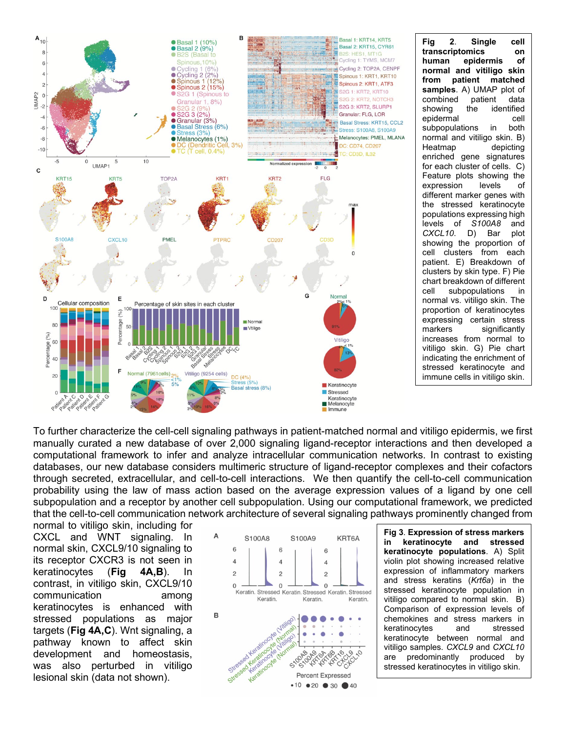**Fig 2. Single cell transcriptomics on human epidermis of normal and vitiligo skin from patient matched samples.** A) UMAP plot of combined patient data showing the identified epidermal cell subpopulations in both normal and vitiligo skin. B) Heatmap depicting enriched gene signatures for each cluster of cells. C) Feature plots showing the expression levels of different marker genes with the stressed keratinocyte populations expressing high levels of *S100A8* and *CXCL10*. D) Bar plot showing the proportion of cell clusters from each patient. E) Breakdown of clusters by skin type. F) Pie chart breakdown of different cell subpopulations in normal vs. vitiligo skin. The proportion of keratinocytes expressing certain stress markers significantly increases from normal to vitiligo skin. G) Pie chart indicating the enrichment of stressed keratinocyte and immune cells in vitiligo skin.

To further characterize the cell-cell signaling pathways in patient-matched normal and vitiligo epidermis, we first manually curated a new database of over 2,000 signaling ligand-receptor interactions and then developed a computational framework to infer and analyze intracellular communication networks. In contrast to existing databases, our new database considers multimeric structure of ligand-receptor complexes and their cofactors through secreted, extracellular, and cell-to-cell interactions. We then quantify the cell-to-cell communication probability using the law of mass action based on the average expression values of a ligand by one cell subpopulation and a receptor by another cell subpopulation. Using our computational framework, we predicted that the cell-to-cell communication network architecture of several signaling pathways prominently changed from normal to vitiligo skin, including for CXCL and WNT signaling. In normal skin, CXCL9/10 signaling to its receptor CXCR3 is not seen in keratinocytes (**Fig 4A,B**). In contrast, in vitiligo skin, CXCL9/10 communication among keratinocytes is enhanced with stressed populations as major targets (**Fig 4A,C**). Wnt signaling, a pathway known to affect skin development and homeostasis, was also perturbed in vitiligo lesional skin (data not shown).

**Fig 3. Expression of stress markers in keratinocyte and stressed keratinocyte populations.** A) Split violin plot showing increased relative expression of inflammatory markers and stress keratins (*Krt6a*) in the stressed keratinocyte population in vitiligo compared to normal skin. B) Comparison of expression levels of chemokines and stress markers in keratinocytes and stressed keratinocyte between normal and vitiligo samples. *CXCL9* and *CXCL10* are predominantly produced by stressed keratinocytes in vitiligo skin.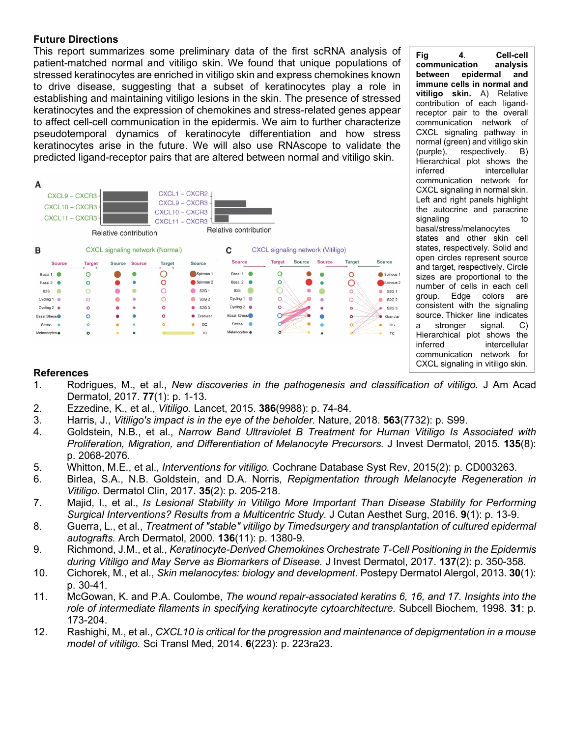## Future Directions

This report summarizes some preliminary data of the first scRNA analysis of patient-matched normal and vitiligo skin. We found that unique populations of stressed keratinocytes are enriched in vitiligo skin and express chemokines known to drive disease, suggesting that a subset of keratinocytes play a role in establishing and maintaining vitiligo lesions in the skin. The presence of stressed keratinocytes and the expression of chemokines and stress-related genes appear to affect cell-cell communication in the epidermis. We aim to further characterize pseudotemporal dynamics of keratinocyte differentiation and how stress keratinocytes arise in the future. We will also use RNAscope to validate the predicted ligand-receptor pairs that are altered between normal and vitiligo skin.

A

CXCL9 – CXCR3
CXCL10 – CXCR3
CXCL11 – CXCR3
Relative contribution

CXCL1 – CXCR2
CXCL9 – CXCR3
CXCL10 – CXCR3
CXCL11 – CXCR3
Relative contribution

B

CXCL signaling network (Normal)

Source Target Source Source Target Source

Basal 1, Basal 2, B2S, Cycling 1, Cycling 2, Basal Stress, Stress, Melanocytes

Spinous 1, Spinous 2, S2G 1, S2G 2, S2G 3, Granular, DC, TC

C

CXCL signaling network (Vitiligo)

Source Target Source Source Target Source

Basal 1, Basal 2, B2S, Cycling 1, Cycling 2, Basal Stress, Stress, Melanocytes

Spinous 1, Spinous 2, S2G 1, S2G 2, S2G 3, Granular, DC, TC

**Fig 4. Cell-cell communication analysis between epidermal and immune cells in normal and vitiligo skin.** A) Relative contribution of each ligand-receptor pair to the overall communication network of CXCL signaling pathway in normal (green) and vitiligo skin (purple), respectively. B) Hierarchical plot shows the inferred intercellular communication network for CXCL signaling in normal skin. Left and right panels highlight the autocrine and paracrine signaling to basal/stress/melanocytes states and other skin cell states, respectively. Solid and open circles represent source and target, respectively. Circle sizes are proportional to the number of cells in each cell group. Edge colors are consistent with the signaling source. Thicker line indicates a stronger signal. C) Hierarchical plot shows the inferred intercellular communication network for CXCL signaling in vitiligo skin.

## References

1. Rodrigues, M., et al., *New discoveries in the pathogenesis and classification of vitiligo.* J Am Acad Dermatol, 2017. **77**(1): p. 1-13.
2. Ezzedine, K., et al., *Vitiligo.* Lancet, 2015. **386**(9988): p. 74-84.
3. Harris, J., *Vitiligo's impact is in the eye of the beholder.* Nature, 2018. **563**(7732): p. S99.
4. Goldstein, N.B., et al., *Narrow Band Ultraviolet B Treatment for Human Vitiligo Is Associated with Proliferation, Migration, and Differentiation of Melanocyte Precursors.* J Invest Dermatol, 2015. **135**(8): p. 2068-2076.
5. Whitton, M.E., et al., *Interventions for vitiligo.* Cochrane Database Syst Rev, 2015(2): p. CD003263.
6. Birlea, S.A., N.B. Goldstein, and D.A. Norris, *Repigmentation through Melanocyte Regeneration in Vitiligo.* Dermatol Clin, 2017. **35**(2): p. 205-218.
7. Majid, I., et al., *Is Lesional Stability in Vitiligo More Important Than Disease Stability for Performing Surgical Interventions? Results from a Multicentric Study.* J Cutan Aesthet Surg, 2016. **9**(1): p. 13-9.
8. Guerra, L., et al., *Treatment of "stable" vitiligo by Timedsurgery and transplantation of cultured epidermal autografts.* Arch Dermatol, 2000. **136**(11): p. 1380-9.
9. Richmond, J.M., et al., *Keratinocyte-Derived Chemokines Orchestrate T-Cell Positioning in the Epidermis during Vitiligo and May Serve as Biomarkers of Disease.* J Invest Dermatol, 2017. **137**(2): p. 350-358.
10. Cichorek, M., et al., *Skin melanocytes: biology and development.* Postepy Dermatol Alergol, 2013. **30**(1): p. 30-41.
11. McGowan, K. and P.A. Coulombe, *The wound repair-associated keratins 6, 16, and 17. Insights into the role of intermediate filaments in specifying keratinocyte cytoarchitecture.* Subcell Biochem, 1998. **31**: p. 173-204.
12. Rashighi, M., et al., *CXCL10 is critical for the progression and maintenance of depigmentation in a mouse model of vitiligo.* Sci Transl Med, 2014. **6**(223): p. 223ra23.